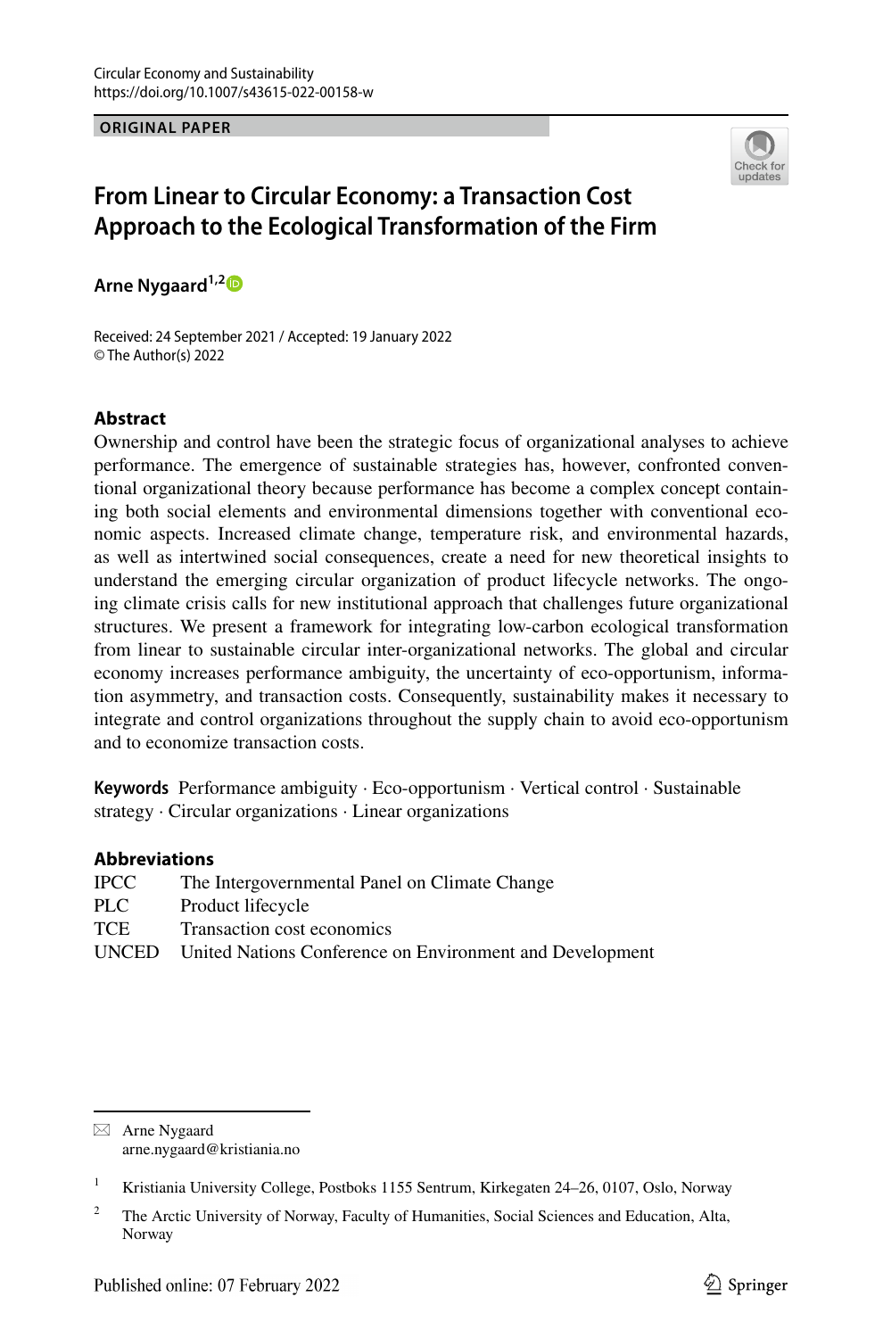Circular Economy and Sustainability
https://doi.org/10.1007/s43615-022-00158-w

**ORIGINAL PAPER**

# From Linear to Circular Economy: a Transaction Cost Approach to the Ecological Transformation of the Firm

**Arne Nygaard**[1,2]

Received: 24 September 2021 / Accepted: 19 January 2022
© The Author(s) 2022

## Abstract

Ownership and control have been the strategic focus of organizational analyses to achieve performance. The emergence of sustainable strategies has, however, confronted conventional organizational theory because performance has become a complex concept containing both social elements and environmental dimensions together with conventional economic aspects. Increased climate change, temperature risk, and environmental hazards, as well as intertwined social consequences, create a need for new theoretical insights to understand the emerging circular organization of product lifecycle networks. The ongoing climate crisis calls for new institutional approach that challenges future organizational structures. We present a framework for integrating low-carbon ecological transformation from linear to sustainable circular inter-organizational networks. The global and circular economy increases performance ambiguity, the uncertainty of eco-opportunism, information asymmetry, and transaction costs. Consequently, sustainability makes it necessary to integrate and control organizations throughout the supply chain to avoid eco-opportunism and to economize transaction costs.

**Keywords** Performance ambiguity · Eco-opportunism · Vertical control · Sustainable strategy · Circular organizations · Linear organizations

## Abbreviations

| | |
|---|---|
| IPCC | The Intergovernmental Panel on Climate Change |
| PLC | Product lifecycle |
| TCE | Transaction cost economics |
| UNCED | United Nations Conference on Environment and Development |

---

✉ Arne Nygaard
arne.nygaard@kristiania.no

[1] Kristiania University College, Postboks 1155 Sentrum, Kirkegaten 24–26, 0107, Oslo, Norway

[2] The Arctic University of Norway, Faculty of Humanities, Social Sciences and Education, Alta, Norway

Published online: 07 February 2022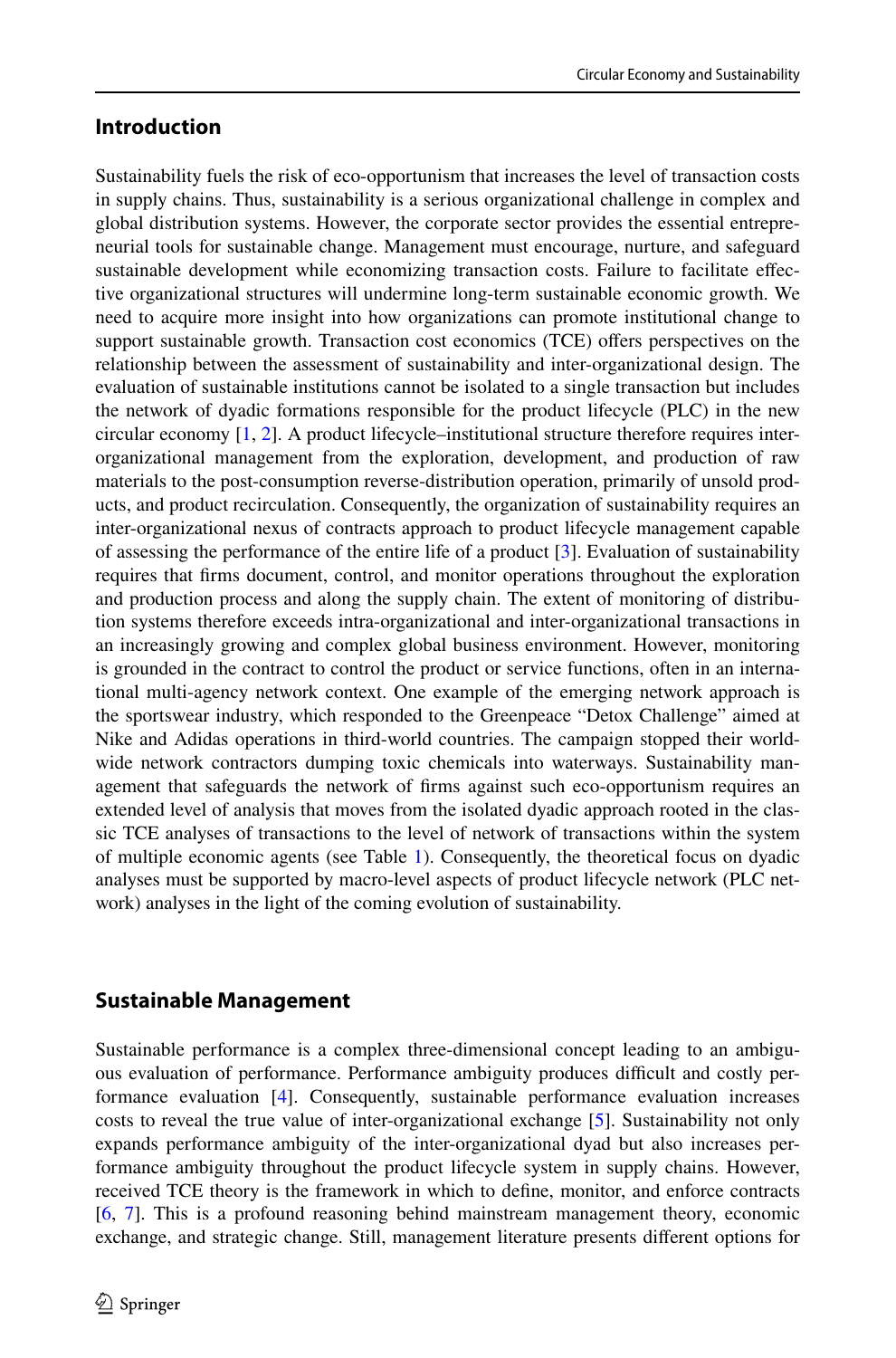## Introduction

Sustainability fuels the risk of eco-opportunism that increases the level of transaction costs in supply chains. Thus, sustainability is a serious organizational challenge in complex and global distribution systems. However, the corporate sector provides the essential entrepreneurial tools for sustainable change. Management must encourage, nurture, and safeguard sustainable development while economizing transaction costs. Failure to facilitate effective organizational structures will undermine long-term sustainable economic growth. We need to acquire more insight into how organizations can promote institutional change to support sustainable growth. Transaction cost economics (TCE) offers perspectives on the relationship between the assessment of sustainability and inter-organizational design. The evaluation of sustainable institutions cannot be isolated to a single transaction but includes the network of dyadic formations responsible for the product lifecycle (PLC) in the new circular economy [1, 2]. A product lifecycle–institutional structure therefore requires inter-organizational management from the exploration, development, and production of raw materials to the post-consumption reverse-distribution operation, primarily of unsold products, and product recirculation. Consequently, the organization of sustainability requires an inter-organizational nexus of contracts approach to product lifecycle management capable of assessing the performance of the entire life of a product [3]. Evaluation of sustainability requires that firms document, control, and monitor operations throughout the exploration and production process and along the supply chain. The extent of monitoring of distribution systems therefore exceeds intra-organizational and inter-organizational transactions in an increasingly growing and complex global business environment. However, monitoring is grounded in the contract to control the product or service functions, often in an international multi-agency network context. One example of the emerging network approach is the sportswear industry, which responded to the Greenpeace "Detox Challenge" aimed at Nike and Adidas operations in third-world countries. The campaign stopped their worldwide network contractors dumping toxic chemicals into waterways. Sustainability management that safeguards the network of firms against such eco-opportunism requires an extended level of analysis that moves from the isolated dyadic approach rooted in the classic TCE analyses of transactions to the level of network of transactions within the system of multiple economic agents (see Table 1). Consequently, the theoretical focus on dyadic analyses must be supported by macro-level aspects of product lifecycle network (PLC network) analyses in the light of the coming evolution of sustainability.

## Sustainable Management

Sustainable performance is a complex three-dimensional concept leading to an ambiguous evaluation of performance. Performance ambiguity produces difficult and costly performance evaluation [4]. Consequently, sustainable performance evaluation increases costs to reveal the true value of inter-organizational exchange [5]. Sustainability not only expands performance ambiguity of the inter-organizational dyad but also increases performance ambiguity throughout the product lifecycle system in supply chains. However, received TCE theory is the framework in which to define, monitor, and enforce contracts [6, 7]. This is a profound reasoning behind mainstream management theory, economic exchange, and strategic change. Still, management literature presents different options for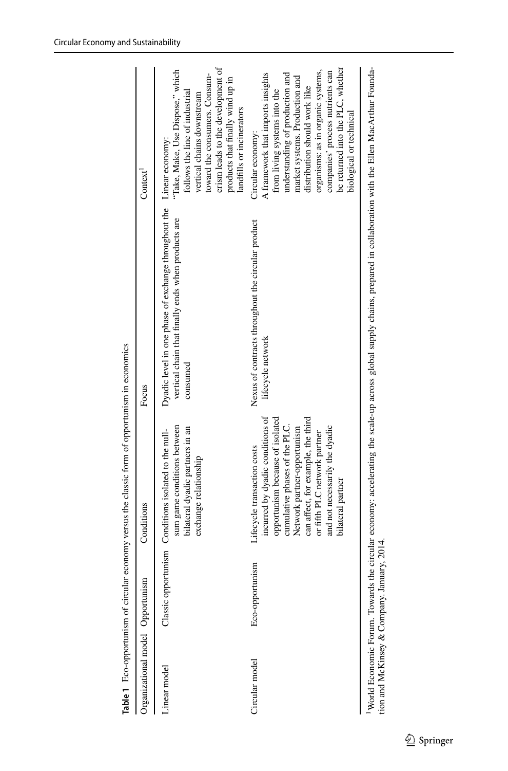**Table 1** Eco-opportunism of circular economy versus the classic form of opportunism in economics

| Organizational model | Opportunism | Conditions | Focus | Context[1] |
|---|---|---|---|---|
| Linear model | Classic opportunism | Conditions isolated to the null-sum game conditions between bilateral dyadic partners in an exchange relationship | Dyadic level in one phase of exchange throughout the vertical chain that finally ends when products are consumed | Linear economy: "Take, Make, Use Dispose," which follows the line of industrial vertical chains downstream toward the consumers. Consumerism leads to the development of products that finally wind up in landfills or incinerators |
| Circular model | Eco-opportunism | Lifecycle transaction costs incurred by dyadic conditions of opportunism because of isolated cumulative phases of the PLC. Network partner-opportunism can affect, for example, the third or fifth PLC network partner and not necessarily the dyadic bilateral partner | Nexus of contracts throughout the circular product lifecycle network | Circular economy: A framework that imports insights from living systems into the understanding of production and market systems. Production and distribution should work like organisms: as in organic systems, companies' process nutrients can be returned into the PLC, whether biological or technical |

[1]World Economic Forum. Towards the circular economy: accelerating the scale-up across global supply chains, prepared in collaboration with the Ellen MacArthur Foundation and McKinsey & Company. January, 2014.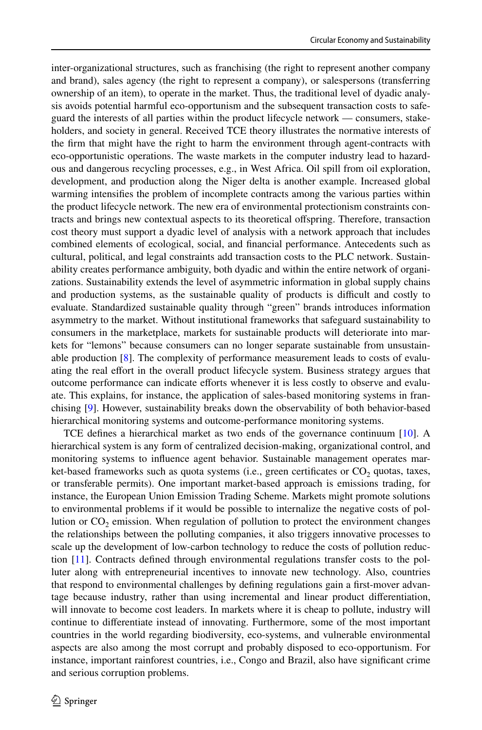inter-organizational structures, such as franchising (the right to represent another company and brand), sales agency (the right to represent a company), or salespersons (transferring ownership of an item), to operate in the market. Thus, the traditional level of dyadic analysis avoids potential harmful eco-opportunism and the subsequent transaction costs to safeguard the interests of all parties within the product lifecycle network — consumers, stakeholders, and society in general. Received TCE theory illustrates the normative interests of the firm that might have the right to harm the environment through agent-contracts with eco-opportunistic operations. The waste markets in the computer industry lead to hazardous and dangerous recycling processes, e.g., in West Africa. Oil spill from oil exploration, development, and production along the Niger delta is another example. Increased global warming intensifies the problem of incomplete contracts among the various parties within the product lifecycle network. The new era of environmental protectionism constraints contracts and brings new contextual aspects to its theoretical offspring. Therefore, transaction cost theory must support a dyadic level of analysis with a network approach that includes combined elements of ecological, social, and financial performance. Antecedents such as cultural, political, and legal constraints add transaction costs to the PLC network. Sustainability creates performance ambiguity, both dyadic and within the entire network of organizations. Sustainability extends the level of asymmetric information in global supply chains and production systems, as the sustainable quality of products is difficult and costly to evaluate. Standardized sustainable quality through "green" brands introduces information asymmetry to the market. Without institutional frameworks that safeguard sustainability to consumers in the marketplace, markets for sustainable products will deteriorate into markets for "lemons" because consumers can no longer separate sustainable from unsustainable production [8]. The complexity of performance measurement leads to costs of evaluating the real effort in the overall product lifecycle system. Business strategy argues that outcome performance can indicate efforts whenever it is less costly to observe and evaluate. This explains, for instance, the application of sales-based monitoring systems in franchising [9]. However, sustainability breaks down the observability of both behavior-based hierarchical monitoring systems and outcome-performance monitoring systems.

TCE defines a hierarchical market as two ends of the governance continuum [10]. A hierarchical system is any form of centralized decision-making, organizational control, and monitoring systems to influence agent behavior. Sustainable management operates market-based frameworks such as quota systems (i.e., green certificates or $CO_2$ quotas, taxes, or transferable permits). One important market-based approach is emissions trading, for instance, the European Union Emission Trading Scheme. Markets might promote solutions to environmental problems if it would be possible to internalize the negative costs of pollution or $CO_2$ emission. When regulation of pollution to protect the environment changes the relationships between the polluting companies, it also triggers innovative processes to scale up the development of low-carbon technology to reduce the costs of pollution reduction [11]. Contracts defined through environmental regulations transfer costs to the polluter along with entrepreneurial incentives to innovate new technology. Also, countries that respond to environmental challenges by defining regulations gain a first-mover advantage because industry, rather than using incremental and linear product differentiation, will innovate to become cost leaders. In markets where it is cheap to pollute, industry will continue to differentiate instead of innovating. Furthermore, some of the most important countries in the world regarding biodiversity, eco-systems, and vulnerable environmental aspects are also among the most corrupt and probably disposed to eco-opportunism. For instance, important rainforest countries, i.e., Congo and Brazil, also have significant crime and serious corruption problems.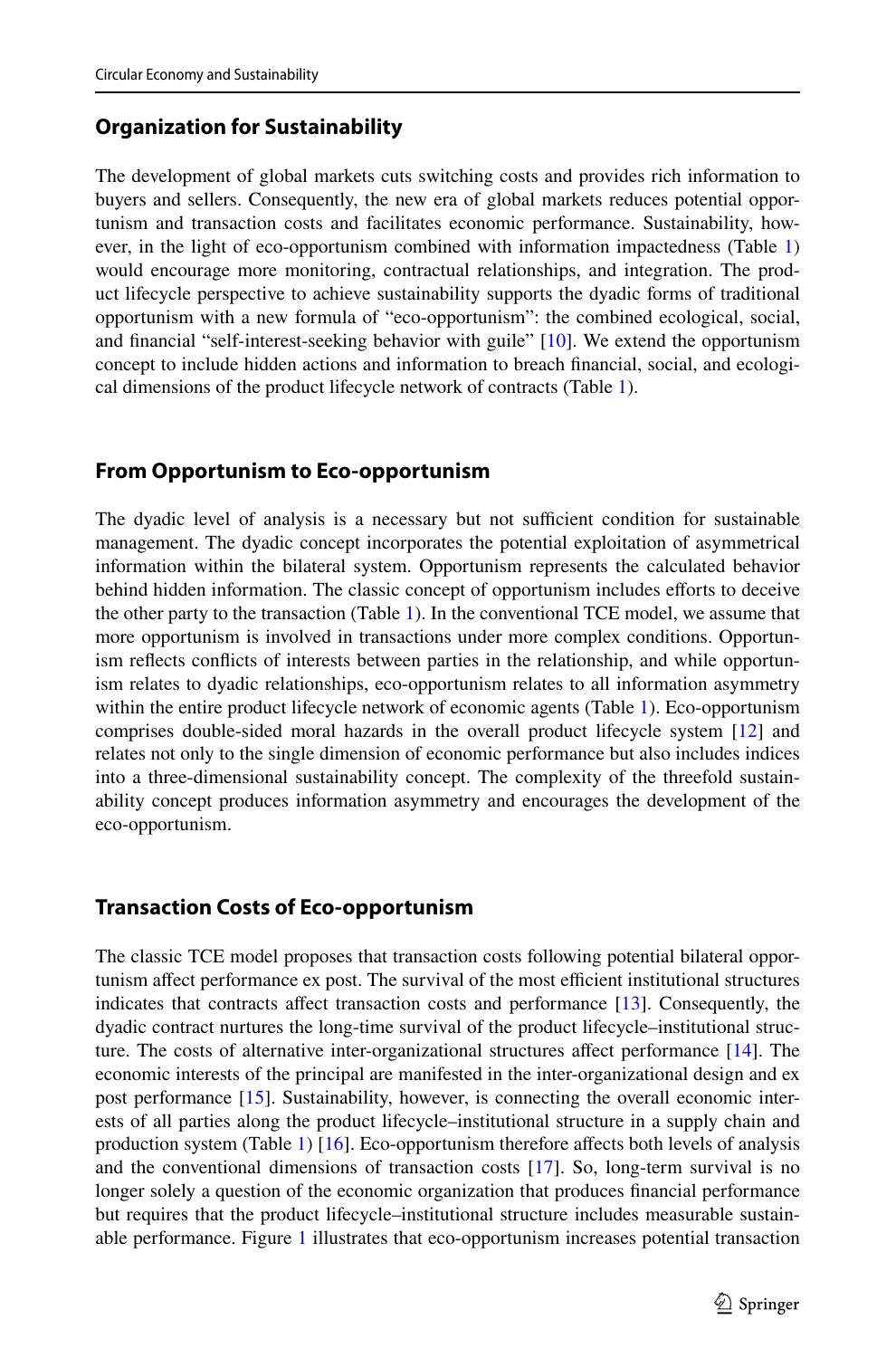## Organization for Sustainability

The development of global markets cuts switching costs and provides rich information to buyers and sellers. Consequently, the new era of global markets reduces potential opportunism and transaction costs and facilitates economic performance. Sustainability, however, in the light of eco-opportunism combined with information impactedness (Table 1) would encourage more monitoring, contractual relationships, and integration. The product lifecycle perspective to achieve sustainability supports the dyadic forms of traditional opportunism with a new formula of "eco-opportunism": the combined ecological, social, and financial "self-interest-seeking behavior with guile" [10]. We extend the opportunism concept to include hidden actions and information to breach financial, social, and ecological dimensions of the product lifecycle network of contracts (Table 1).

## From Opportunism to Eco-opportunism

The dyadic level of analysis is a necessary but not sufficient condition for sustainable management. The dyadic concept incorporates the potential exploitation of asymmetrical information within the bilateral system. Opportunism represents the calculated behavior behind hidden information. The classic concept of opportunism includes efforts to deceive the other party to the transaction (Table 1). In the conventional TCE model, we assume that more opportunism is involved in transactions under more complex conditions. Opportunism reflects conflicts of interests between parties in the relationship, and while opportunism relates to dyadic relationships, eco-opportunism relates to all information asymmetry within the entire product lifecycle network of economic agents (Table 1). Eco-opportunism comprises double-sided moral hazards in the overall product lifecycle system [12] and relates not only to the single dimension of economic performance but also includes indices into a three-dimensional sustainability concept. The complexity of the threefold sustainability concept produces information asymmetry and encourages the development of the eco-opportunism.

## Transaction Costs of Eco-opportunism

The classic TCE model proposes that transaction costs following potential bilateral opportunism affect performance ex post. The survival of the most efficient institutional structures indicates that contracts affect transaction costs and performance [13]. Consequently, the dyadic contract nurtures the long-time survival of the product lifecycle–institutional structure. The costs of alternative inter-organizational structures affect performance [14]. The economic interests of the principal are manifested in the inter-organizational design and ex post performance [15]. Sustainability, however, is connecting the overall economic interests of all parties along the product lifecycle–institutional structure in a supply chain and production system (Table 1) [16]. Eco-opportunism therefore affects both levels of analysis and the conventional dimensions of transaction costs [17]. So, long-term survival is no longer solely a question of the economic organization that produces financial performance but requires that the product lifecycle–institutional structure includes measurable sustainable performance. Figure 1 illustrates that eco-opportunism increases potential transaction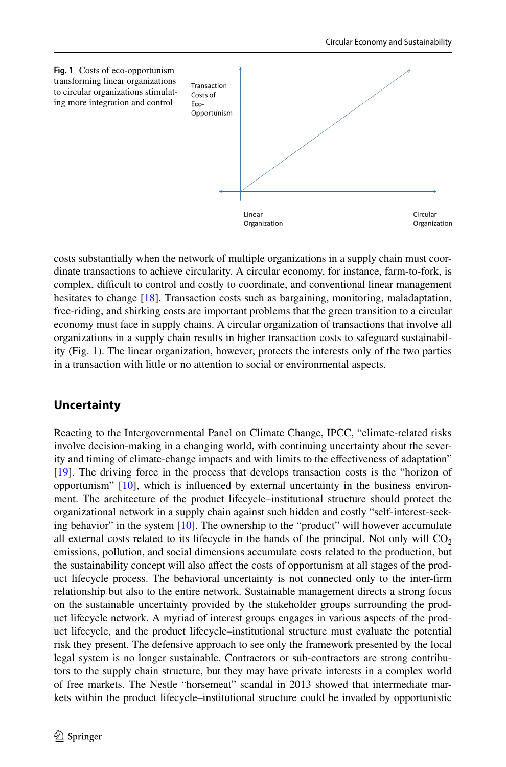Fig. 1 Costs of eco-opportunism transforming linear organizations to circular organizations stimulating more integration and control

costs substantially when the network of multiple organizations in a supply chain must coordinate transactions to achieve circularity. A circular economy, for instance, farm-to-fork, is complex, difficult to control and costly to coordinate, and conventional linear management hesitates to change [18]. Transaction costs such as bargaining, monitoring, maladaptation, free-riding, and shirking costs are important problems that the green transition to a circular economy must face in supply chains. A circular organization of transactions that involve all organizations in a supply chain results in higher transaction costs to safeguard sustainability (Fig. 1). The linear organization, however, protects the interests only of the two parties in a transaction with little or no attention to social or environmental aspects.

## Uncertainty

Reacting to the Intergovernmental Panel on Climate Change, IPCC, "climate-related risks involve decision-making in a changing world, with continuing uncertainty about the severity and timing of climate-change impacts and with limits to the effectiveness of adaptation" [19]. The driving force in the process that develops transaction costs is the "horizon of opportunism" [10], which is influenced by external uncertainty in the business environment. The architecture of the product lifecycle–institutional structure should protect the organizational network in a supply chain against such hidden and costly "self-interest-seeking behavior" in the system [10]. The ownership to the "product" will however accumulate all external costs related to its lifecycle in the hands of the principal. Not only will $CO_2$ emissions, pollution, and social dimensions accumulate costs related to the production, but the sustainability concept will also affect the costs of opportunism at all stages of the product lifecycle process. The behavioral uncertainty is not connected only to the inter-firm relationship but also to the entire network. Sustainable management directs a strong focus on the sustainable uncertainty provided by the stakeholder groups surrounding the product lifecycle network. A myriad of interest groups engages in various aspects of the product lifecycle, and the product lifecycle–institutional structure must evaluate the potential risk they present. The defensive approach to see only the framework presented by the local legal system is no longer sustainable. Contractors or sub-contractors are strong contributors to the supply chain structure, but they may have private interests in a complex world of free markets. The Nestle "horsemeat" scandal in 2013 showed that intermediate markets within the product lifecycle–institutional structure could be invaded by opportunistic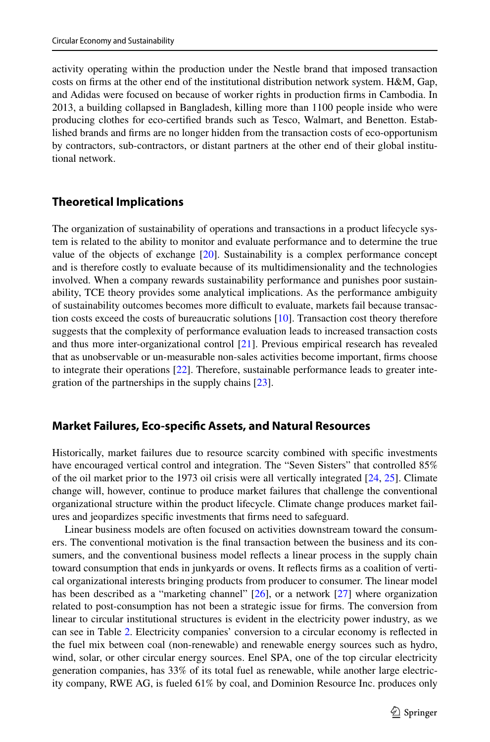activity operating within the production under the Nestle brand that imposed transaction costs on firms at the other end of the institutional distribution network system. H&M, Gap, and Adidas were focused on because of worker rights in production firms in Cambodia. In 2013, a building collapsed in Bangladesh, killing more than 1100 people inside who were producing clothes for eco-certified brands such as Tesco, Walmart, and Benetton. Established brands and firms are no longer hidden from the transaction costs of eco-opportunism by contractors, sub-contractors, or distant partners at the other end of their global institutional network.

## Theoretical Implications

The organization of sustainability of operations and transactions in a product lifecycle system is related to the ability to monitor and evaluate performance and to determine the true value of the objects of exchange [20]. Sustainability is a complex performance concept and is therefore costly to evaluate because of its multidimensionality and the technologies involved. When a company rewards sustainability performance and punishes poor sustainability, TCE theory provides some analytical implications. As the performance ambiguity of sustainability outcomes becomes more difficult to evaluate, markets fail because transaction costs exceed the costs of bureaucratic solutions [10]. Transaction cost theory therefore suggests that the complexity of performance evaluation leads to increased transaction costs and thus more inter-organizational control [21]. Previous empirical research has revealed that as unobservable or un-measurable non-sales activities become important, firms choose to integrate their operations [22]. Therefore, sustainable performance leads to greater integration of the partnerships in the supply chains [23].

## Market Failures, Eco-specific Assets, and Natural Resources

Historically, market failures due to resource scarcity combined with specific investments have encouraged vertical control and integration. The "Seven Sisters" that controlled 85% of the oil market prior to the 1973 oil crisis were all vertically integrated [24, 25]. Climate change will, however, continue to produce market failures that challenge the conventional organizational structure within the product lifecycle. Climate change produces market failures and jeopardizes specific investments that firms need to safeguard.

Linear business models are often focused on activities downstream toward the consumers. The conventional motivation is the final transaction between the business and its consumers, and the conventional business model reflects a linear process in the supply chain toward consumption that ends in junkyards or ovens. It reflects firms as a coalition of vertical organizational interests bringing products from producer to consumer. The linear model has been described as a "marketing channel" [26], or a network [27] where organization related to post-consumption has not been a strategic issue for firms. The conversion from linear to circular institutional structures is evident in the electricity power industry, as we can see in Table 2. Electricity companies' conversion to a circular economy is reflected in the fuel mix between coal (non-renewable) and renewable energy sources such as hydro, wind, solar, or other circular energy sources. Enel SPA, one of the top circular electricity generation companies, has 33% of its total fuel as renewable, while another large electricity company, RWE AG, is fueled 61% by coal, and Dominion Resource Inc. produces only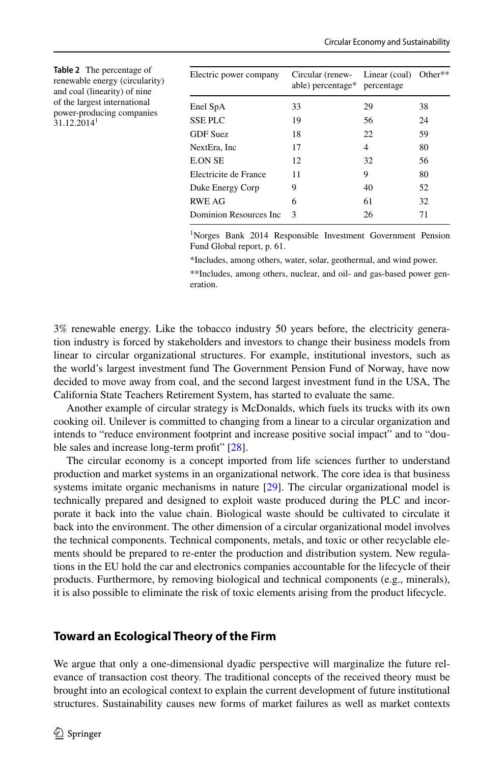**Table 2** The percentage of renewable energy (circularity) and coal (linearity) of nine of the largest international power-producing companies 31.12.2014[1]

| Electric power company | Circular (renewable) percentage* | Linear (coal) percentage | Other** |
|---|---|---|---|
| Enel SpA | 33 | 29 | 38 |
| SSE PLC | 19 | 56 | 24 |
| GDF Suez | 18 | 22 | 59 |
| NextEra, Inc | 17 | 4 | 80 |
| E.ON SE | 12 | 32 | 56 |
| Electricite de France | 11 | 9 | 80 |
| Duke Energy Corp | 9 | 40 | 52 |
| RWE AG | 6 | 61 | 32 |
| Dominion Resources Inc | 3 | 26 | 71 |

[1]Norges Bank 2014 Responsible Investment Government Pension Fund Global report, p. 61.

*Includes, among others, water, solar, geothermal, and wind power.

**Includes, among others, nuclear, and oil- and gas-based power generation.

3% renewable energy. Like the tobacco industry 50 years before, the electricity generation industry is forced by stakeholders and investors to change their business models from linear to circular organizational structures. For example, institutional investors, such as the world's largest investment fund The Government Pension Fund of Norway, have now decided to move away from coal, and the second largest investment fund in the USA, The California State Teachers Retirement System, has started to evaluate the same.

Another example of circular strategy is McDonalds, which fuels its trucks with its own cooking oil. Unilever is committed to changing from a linear to a circular organization and intends to "reduce environment footprint and increase positive social impact" and to "double sales and increase long-term profit" [28].

The circular economy is a concept imported from life sciences further to understand production and market systems in an organizational network. The core idea is that business systems imitate organic mechanisms in nature [29]. The circular organizational model is technically prepared and designed to exploit waste produced during the PLC and incorporate it back into the value chain. Biological waste should be cultivated to circulate it back into the environment. The other dimension of a circular organizational model involves the technical components. Technical components, metals, and toxic or other recyclable elements should be prepared to re-enter the production and distribution system. New regulations in the EU hold the car and electronics companies accountable for the lifecycle of their products. Furthermore, by removing biological and technical components (e.g., minerals), it is also possible to eliminate the risk of toxic elements arising from the product lifecycle.

## Toward an Ecological Theory of the Firm

We argue that only a one-dimensional dyadic perspective will marginalize the future relevance of transaction cost theory. The traditional concepts of the received theory must be brought into an ecological context to explain the current development of future institutional structures. Sustainability causes new forms of market failures as well as market contexts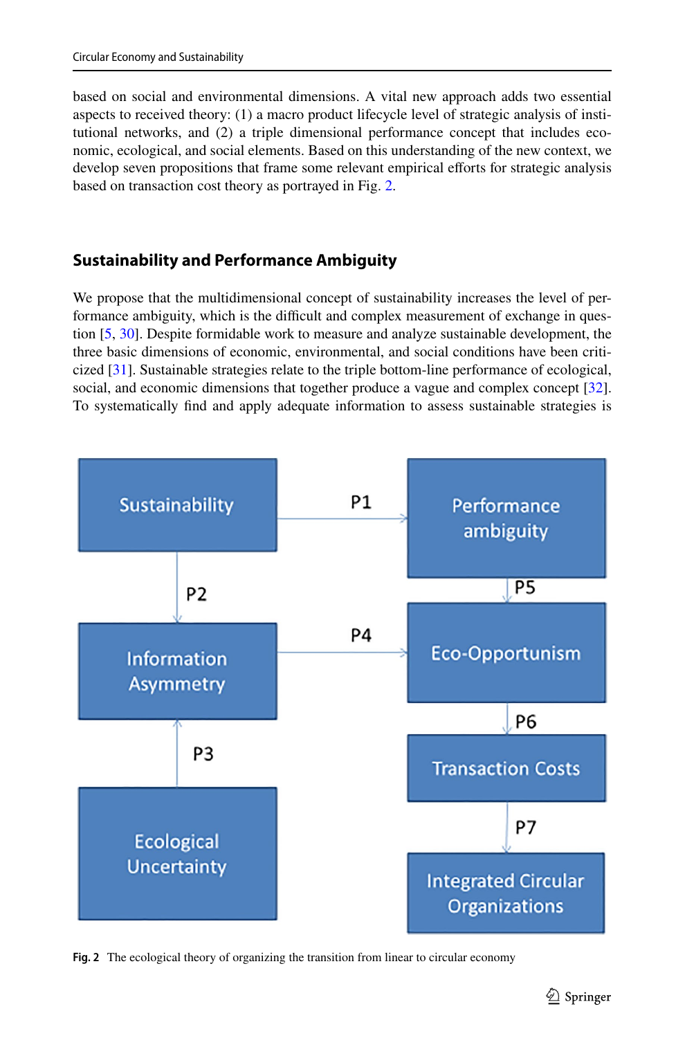based on social and environmental dimensions. A vital new approach adds two essential aspects to received theory: (1) a macro product lifecycle level of strategic analysis of institutional networks, and (2) a triple dimensional performance concept that includes economic, ecological, and social elements. Based on this understanding of the new context, we develop seven propositions that frame some relevant empirical efforts for strategic analysis based on transaction cost theory as portrayed in Fig. 2.

## Sustainability and Performance Ambiguity

We propose that the multidimensional concept of sustainability increases the level of performance ambiguity, which is the difficult and complex measurement of exchange in question [5, 30]. Despite formidable work to measure and analyze sustainable development, the three basic dimensions of economic, environmental, and social conditions have been criticized [31]. Sustainable strategies relate to the triple bottom-line performance of ecological, social, and economic dimensions that together produce a vague and complex concept [32]. To systematically find and apply adequate information to assess sustainable strategies is

Fig. 2 The ecological theory of organizing the transition from linear to circular economy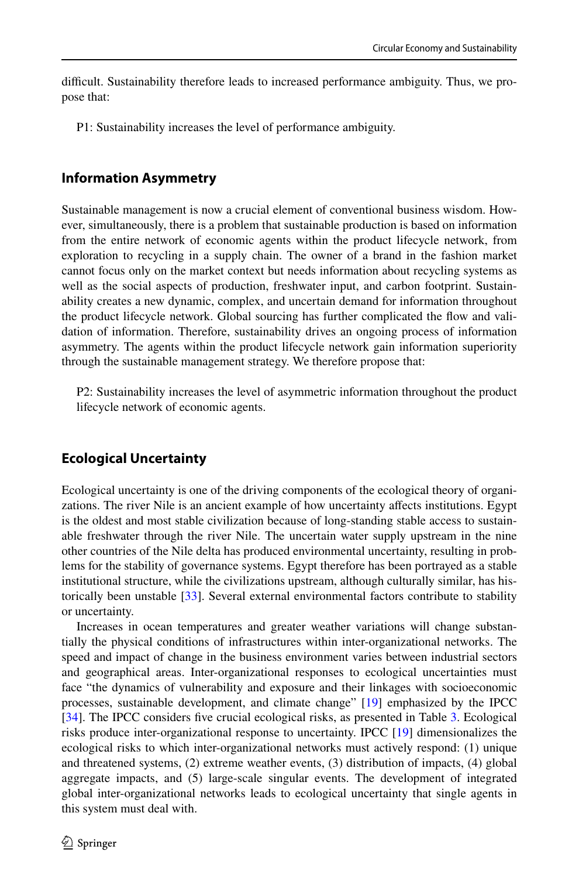difficult. Sustainability therefore leads to increased performance ambiguity. Thus, we propose that:

P1: Sustainability increases the level of performance ambiguity.

## Information Asymmetry

Sustainable management is now a crucial element of conventional business wisdom. However, simultaneously, there is a problem that sustainable production is based on information from the entire network of economic agents within the product lifecycle network, from exploration to recycling in a supply chain. The owner of a brand in the fashion market cannot focus only on the market context but needs information about recycling systems as well as the social aspects of production, freshwater input, and carbon footprint. Sustainability creates a new dynamic, complex, and uncertain demand for information throughout the product lifecycle network. Global sourcing has further complicated the flow and validation of information. Therefore, sustainability drives an ongoing process of information asymmetry. The agents within the product lifecycle network gain information superiority through the sustainable management strategy. We therefore propose that:

P2: Sustainability increases the level of asymmetric information throughout the product lifecycle network of economic agents.

## Ecological Uncertainty

Ecological uncertainty is one of the driving components of the ecological theory of organizations. The river Nile is an ancient example of how uncertainty affects institutions. Egypt is the oldest and most stable civilization because of long-standing stable access to sustainable freshwater through the river Nile. The uncertain water supply upstream in the nine other countries of the Nile delta has produced environmental uncertainty, resulting in problems for the stability of governance systems. Egypt therefore has been portrayed as a stable institutional structure, while the civilizations upstream, although culturally similar, has historically been unstable [33]. Several external environmental factors contribute to stability or uncertainty.

Increases in ocean temperatures and greater weather variations will change substantially the physical conditions of infrastructures within inter-organizational networks. The speed and impact of change in the business environment varies between industrial sectors and geographical areas. Inter-organizational responses to ecological uncertainties must face "the dynamics of vulnerability and exposure and their linkages with socioeconomic processes, sustainable development, and climate change" [19] emphasized by the IPCC [34]. The IPCC considers five crucial ecological risks, as presented in Table 3. Ecological risks produce inter-organizational response to uncertainty. IPCC [19] dimensionalizes the ecological risks to which inter-organizational networks must actively respond: (1) unique and threatened systems, (2) extreme weather events, (3) distribution of impacts, (4) global aggregate impacts, and (5) large-scale singular events. The development of integrated global inter-organizational networks leads to ecological uncertainty that single agents in this system must deal with.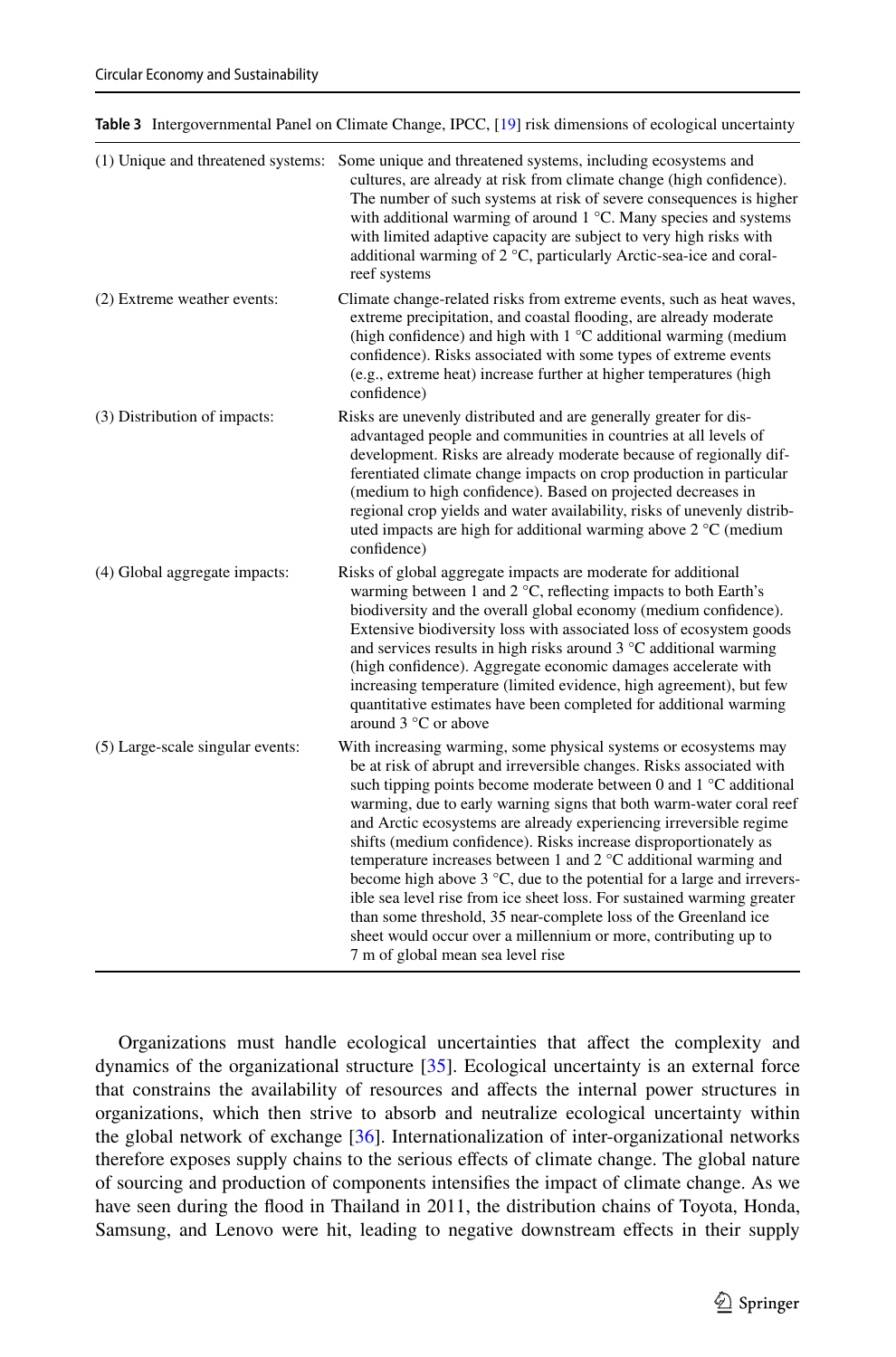**Table 3** Intergovernmental Panel on Climate Change, IPCC, [19] risk dimensions of ecological uncertainty

| | |
|---|---|
| (1) Unique and threatened systems: | Some unique and threatened systems, including ecosystems and cultures, are already at risk from climate change (high confidence). The number of such systems at risk of severe consequences is higher with additional warming of around 1 °C. Many species and systems with limited adaptive capacity are subject to very high risks with additional warming of 2 °C, particularly Arctic-sea-ice and coral-reef systems |
| (2) Extreme weather events: | Climate change-related risks from extreme events, such as heat waves, extreme precipitation, and coastal flooding, are already moderate (high confidence) and high with 1 °C additional warming (medium confidence). Risks associated with some types of extreme events (e.g., extreme heat) increase further at higher temperatures (high confidence) |
| (3) Distribution of impacts: | Risks are unevenly distributed and are generally greater for disadvantaged people and communities in countries at all levels of development. Risks are already moderate because of regionally differentiated climate change impacts on crop production in particular (medium to high confidence). Based on projected decreases in regional crop yields and water availability, risks of unevenly distributed impacts are high for additional warming above 2 °C (medium confidence) |
| (4) Global aggregate impacts: | Risks of global aggregate impacts are moderate for additional warming between 1 and 2 °C, reflecting impacts to both Earth's biodiversity and the overall global economy (medium confidence). Extensive biodiversity loss with associated loss of ecosystem goods and services results in high risks around 3 °C additional warming (high confidence). Aggregate economic damages accelerate with increasing temperature (limited evidence, high agreement), but few quantitative estimates have been completed for additional warming around 3 °C or above |
| (5) Large-scale singular events: | With increasing warming, some physical systems or ecosystems may be at risk of abrupt and irreversible changes. Risks associated with such tipping points become moderate between 0 and 1 °C additional warming, due to early warning signs that both warm-water coral reef and Arctic ecosystems are already experiencing irreversible regime shifts (medium confidence). Risks increase disproportionately as temperature increases between 1 and 2 °C additional warming and become high above 3 °C, due to the potential for a large and irreversible sea level rise from ice sheet loss. For sustained warming greater than some threshold, 35 near-complete loss of the Greenland ice sheet would occur over a millennium or more, contributing up to 7 m of global mean sea level rise |

Organizations must handle ecological uncertainties that affect the complexity and dynamics of the organizational structure [35]. Ecological uncertainty is an external force that constrains the availability of resources and affects the internal power structures in organizations, which then strive to absorb and neutralize ecological uncertainty within the global network of exchange [36]. Internationalization of inter-organizational networks therefore exposes supply chains to the serious effects of climate change. The global nature of sourcing and production of components intensifies the impact of climate change. As we have seen during the flood in Thailand in 2011, the distribution chains of Toyota, Honda, Samsung, and Lenovo were hit, leading to negative downstream effects in their supply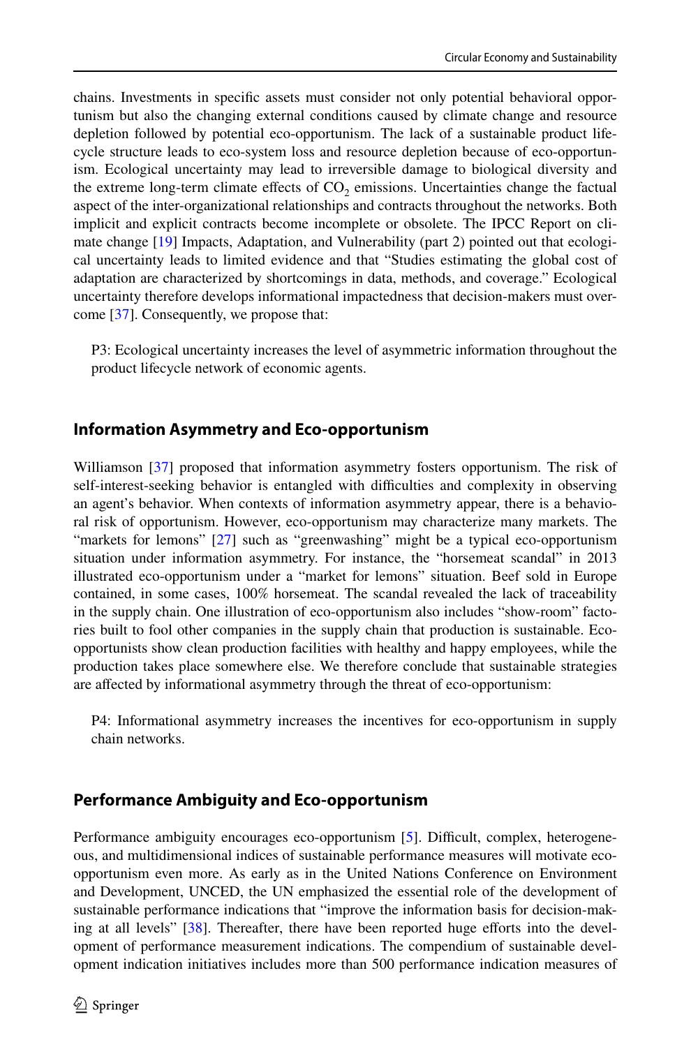chains. Investments in specific assets must consider not only potential behavioral opportunism but also the changing external conditions caused by climate change and resource depletion followed by potential eco-opportunism. The lack of a sustainable product lifecycle structure leads to eco-system loss and resource depletion because of eco-opportunism. Ecological uncertainty may lead to irreversible damage to biological diversity and the extreme long-term climate effects of $CO_2$ emissions. Uncertainties change the factual aspect of the inter-organizational relationships and contracts throughout the networks. Both implicit and explicit contracts become incomplete or obsolete. The IPCC Report on climate change [19] Impacts, Adaptation, and Vulnerability (part 2) pointed out that ecological uncertainty leads to limited evidence and that "Studies estimating the global cost of adaptation are characterized by shortcomings in data, methods, and coverage." Ecological uncertainty therefore develops informational impactedness that decision-makers must overcome [37]. Consequently, we propose that:

> P3: Ecological uncertainty increases the level of asymmetric information throughout the product lifecycle network of economic agents.

### Information Asymmetry and Eco-opportunism

Williamson [37] proposed that information asymmetry fosters opportunism. The risk of self-interest-seeking behavior is entangled with difficulties and complexity in observing an agent's behavior. When contexts of information asymmetry appear, there is a behavioral risk of opportunism. However, eco-opportunism may characterize many markets. The "markets for lemons" [27] such as "greenwashing" might be a typical eco-opportunism situation under information asymmetry. For instance, the "horsemeat scandal" in 2013 illustrated eco-opportunism under a "market for lemons" situation. Beef sold in Europe contained, in some cases, 100% horsemeat. The scandal revealed the lack of traceability in the supply chain. One illustration of eco-opportunism also includes "show-room" factories built to fool other companies in the supply chain that production is sustainable. Eco-opportunists show clean production facilities with healthy and happy employees, while the production takes place somewhere else. We therefore conclude that sustainable strategies are affected by informational asymmetry through the threat of eco-opportunism:

> P4: Informational asymmetry increases the incentives for eco-opportunism in supply chain networks.

### Performance Ambiguity and Eco-opportunism

Performance ambiguity encourages eco-opportunism [5]. Difficult, complex, heterogeneous, and multidimensional indices of sustainable performance measures will motivate eco-opportunism even more. As early as in the United Nations Conference on Environment and Development, UNCED, the UN emphasized the essential role of the development of sustainable performance indications that "improve the information basis for decision-making at all levels" [38]. Thereafter, there have been reported huge efforts into the development of performance measurement indications. The compendium of sustainable development indication initiatives includes more than 500 performance indication measures of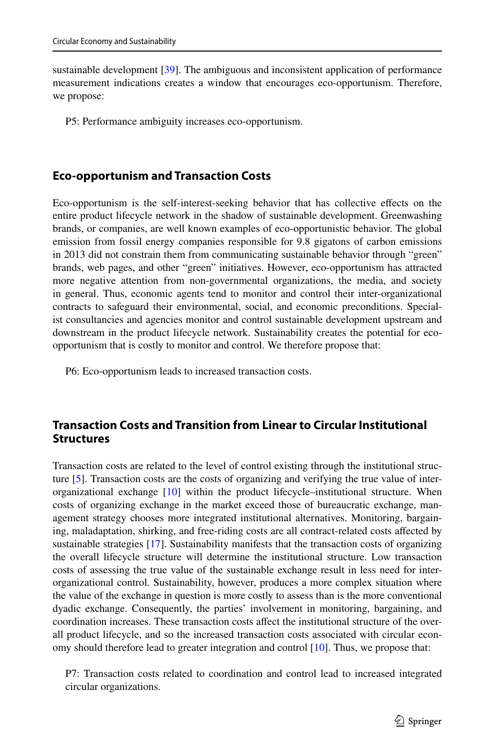sustainable development [39]. The ambiguous and inconsistent application of performance measurement indications creates a window that encourages eco-opportunism. Therefore, we propose:

P5: Performance ambiguity increases eco-opportunism.

## Eco-opportunism and Transaction Costs

Eco-opportunism is the self-interest-seeking behavior that has collective effects on the entire product lifecycle network in the shadow of sustainable development. Greenwashing brands, or companies, are well known examples of eco-opportunistic behavior. The global emission from fossil energy companies responsible for 9.8 gigatons of carbon emissions in 2013 did not constrain them from communicating sustainable behavior through "green" brands, web pages, and other "green" initiatives. However, eco-opportunism has attracted more negative attention from non-governmental organizations, the media, and society in general. Thus, economic agents tend to monitor and control their inter-organizational contracts to safeguard their environmental, social, and economic preconditions. Specialist consultancies and agencies monitor and control sustainable development upstream and downstream in the product lifecycle network. Sustainability creates the potential for eco-opportunism that is costly to monitor and control. We therefore propose that:

P6: Eco-opportunism leads to increased transaction costs.

## Transaction Costs and Transition from Linear to Circular Institutional Structures

Transaction costs are related to the level of control existing through the institutional structure [5]. Transaction costs are the costs of organizing and verifying the true value of inter-organizational exchange [10] within the product lifecycle–institutional structure. When costs of organizing exchange in the market exceed those of bureaucratic exchange, management strategy chooses more integrated institutional alternatives. Monitoring, bargaining, maladaptation, shirking, and free-riding costs are all contract-related costs affected by sustainable strategies [17]. Sustainability manifests that the transaction costs of organizing the overall lifecycle structure will determine the institutional structure. Low transaction costs of assessing the true value of the sustainable exchange result in less need for inter-organizational control. Sustainability, however, produces a more complex situation where the value of the exchange in question is more costly to assess than is the more conventional dyadic exchange. Consequently, the parties' involvement in monitoring, bargaining, and coordination increases. These transaction costs affect the institutional structure of the overall product lifecycle, and so the increased transaction costs associated with circular economy should therefore lead to greater integration and control [10]. Thus, we propose that:

P7: Transaction costs related to coordination and control lead to increased integrated circular organizations.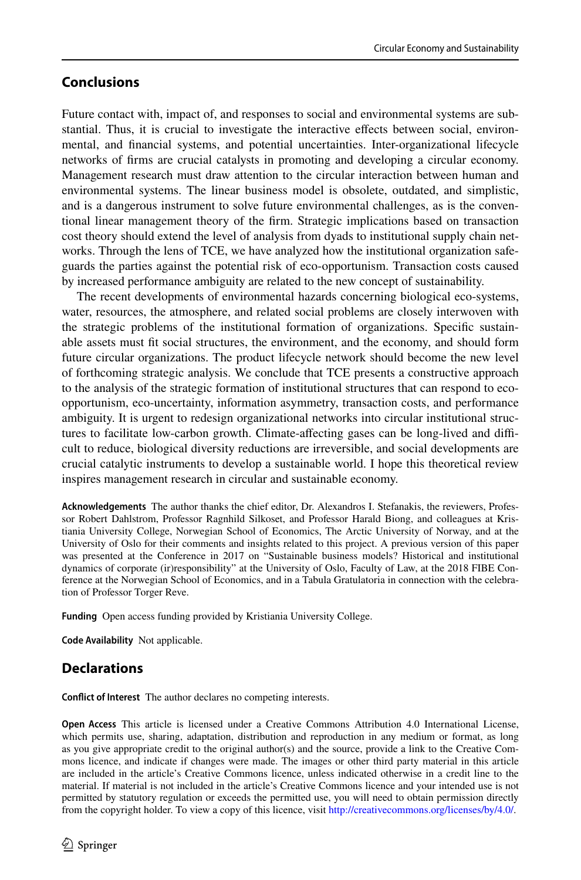## Conclusions

Future contact with, impact of, and responses to social and environmental systems are substantial. Thus, it is crucial to investigate the interactive effects between social, environmental, and financial systems, and potential uncertainties. Inter-organizational lifecycle networks of firms are crucial catalysts in promoting and developing a circular economy. Management research must draw attention to the circular interaction between human and environmental systems. The linear business model is obsolete, outdated, and simplistic, and is a dangerous instrument to solve future environmental challenges, as is the conventional linear management theory of the firm. Strategic implications based on transaction cost theory should extend the level of analysis from dyads to institutional supply chain networks. Through the lens of TCE, we have analyzed how the institutional organization safeguards the parties against the potential risk of eco-opportunism. Transaction costs caused by increased performance ambiguity are related to the new concept of sustainability.

The recent developments of environmental hazards concerning biological eco-systems, water, resources, the atmosphere, and related social problems are closely interwoven with the strategic problems of the institutional formation of organizations. Specific sustainable assets must fit social structures, the environment, and the economy, and should form future circular organizations. The product lifecycle network should become the new level of forthcoming strategic analysis. We conclude that TCE presents a constructive approach to the analysis of the strategic formation of institutional structures that can respond to eco-opportunism, eco-uncertainty, information asymmetry, transaction costs, and performance ambiguity. It is urgent to redesign organizational networks into circular institutional structures to facilitate low-carbon growth. Climate-affecting gases can be long-lived and difficult to reduce, biological diversity reductions are irreversible, and social developments are crucial catalytic instruments to develop a sustainable world. I hope this theoretical review inspires management research in circular and sustainable economy.

**Acknowledgements** The author thanks the chief editor, Dr. Alexandros I. Stefanakis, the reviewers, Professor Robert Dahlstrom, Professor Ragnhild Silkoset, and Professor Harald Biong, and colleagues at Kristiania University College, Norwegian School of Economics, The Arctic University of Norway, and at the University of Oslo for their comments and insights related to this project. A previous version of this paper was presented at the Conference in 2017 on "Sustainable business models? Historical and institutional dynamics of corporate (ir)responsibility" at the University of Oslo, Faculty of Law, at the 2018 FIBE Conference at the Norwegian School of Economics, and in a Tabula Gratulatoria in connection with the celebration of Professor Torger Reve.

**Funding** Open access funding provided by Kristiania University College.

**Code Availability** Not applicable.

## Declarations

**Conflict of Interest** The author declares no competing interests.

**Open Access** This article is licensed under a Creative Commons Attribution 4.0 International License, which permits use, sharing, adaptation, distribution and reproduction in any medium or format, as long as you give appropriate credit to the original author(s) and the source, provide a link to the Creative Commons licence, and indicate if changes were made. The images or other third party material in this article are included in the article's Creative Commons licence, unless indicated otherwise in a credit line to the material. If material is not included in the article's Creative Commons licence and your intended use is not permitted by statutory regulation or exceeds the permitted use, you will need to obtain permission directly from the copyright holder. To view a copy of this licence, visit http://creativecommons.org/licenses/by/4.0/.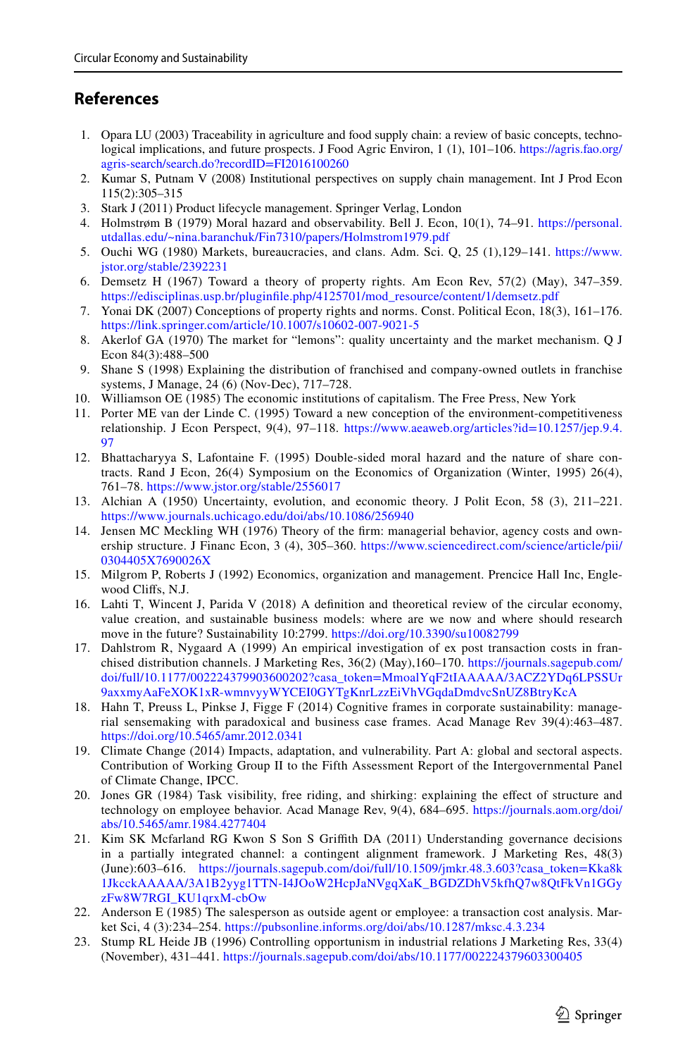## References

1. Opara LU (2003) Traceability in agriculture and food supply chain: a review of basic concepts, technological implications, and future prospects. J Food Agric Environ, 1 (1), 101–106. https://agris.fao.org/agris-search/search.do?recordID=FI2016100260
2. Kumar S, Putnam V (2008) Institutional perspectives on supply chain management. Int J Prod Econ 115(2):305–315
3. Stark J (2011) Product lifecycle management. Springer Verlag, London
4. Holmstrøm B (1979) Moral hazard and observability. Bell J. Econ, 10(1), 74–91. https://personal.utdallas.edu/~nina.baranchuk/Fin7310/papers/Holmstrom1979.pdf
5. Ouchi WG (1980) Markets, bureaucracies, and clans. Adm. Sci. Q, 25 (1),129–141. https://www.jstor.org/stable/2392231
6. Demsetz H (1967) Toward a theory of property rights. Am Econ Rev, 57(2) (May), 347–359. https://edisciplinas.usp.br/pluginfile.php/4125701/mod_resource/content/1/demsetz.pdf
7. Yonai DK (2007) Conceptions of property rights and norms. Const. Political Econ, 18(3), 161–176. https://link.springer.com/article/10.1007/s10602-007-9021-5
8. Akerlof GA (1970) The market for "lemons": quality uncertainty and the market mechanism. Q J Econ 84(3):488–500
9. Shane S (1998) Explaining the distribution of franchised and company-owned outlets in franchise systems, J Manage, 24 (6) (Nov-Dec), 717–728.
10. Williamson OE (1985) The economic institutions of capitalism. The Free Press, New York
11. Porter ME van der Linde C. (1995) Toward a new conception of the environment-competitiveness relationship. J Econ Perspect, 9(4), 97–118. https://www.aeaweb.org/articles?id=10.1257/jep.9.4.97
12. Bhattacharyya S, Lafontaine F. (1995) Double-sided moral hazard and the nature of share contracts. Rand J Econ, 26(4) Symposium on the Economics of Organization (Winter, 1995) 26(4), 761–78. https://www.jstor.org/stable/2556017
13. Alchian A (1950) Uncertainty, evolution, and economic theory. J Polit Econ, 58 (3), 211–221. https://www.journals.uchicago.edu/doi/abs/10.1086/256940
14. Jensen MC Meckling WH (1976) Theory of the firm: managerial behavior, agency costs and ownership structure. J Financ Econ, 3 (4), 305–360. https://www.sciencedirect.com/science/article/pii/0304405X7690026X
15. Milgrom P, Roberts J (1992) Economics, organization and management. Prencice Hall Inc, Englewood Cliffs, N.J.
16. Lahti T, Wincent J, Parida V (2018) A definition and theoretical review of the circular economy, value creation, and sustainable business models: where are we now and where should research move in the future? Sustainability 10:2799. https://doi.org/10.3390/su10082799
17. Dahlstrom R, Nygaard A (1999) An empirical investigation of ex post transaction costs in franchised distribution channels. J Marketing Res, 36(2) (May),160–170. https://journals.sagepub.com/doi/full/10.1177/002224379903600202?casa_token=MmoalYqF2tIAAAAA/3ACZ2YDq6LPSSUr9axxmyAaFeXOK1xR-wmnvyyWYCEI0GYTgKnrLzzEiVhVGqdaDmdvcSnUZ8BtryKcA
18. Hahn T, Preuss L, Pinkse J, Figge F (2014) Cognitive frames in corporate sustainability: managerial sensemaking with paradoxical and business case frames. Acad Manage Rev 39(4):463–487. https://doi.org/10.5465/amr.2012.0341
19. Climate Change (2014) Impacts, adaptation, and vulnerability. Part A: global and sectoral aspects. Contribution of Working Group II to the Fifth Assessment Report of the Intergovernmental Panel of Climate Change, IPCC.
20. Jones GR (1984) Task visibility, free riding, and shirking: explaining the effect of structure and technology on employee behavior. Acad Manage Rev, 9(4), 684–695. https://journals.aom.org/doi/abs/10.5465/amr.1984.4277404
21. Kim SK Mcfarland RG Kwon S Son S Griffith DA (2011) Understanding governance decisions in a partially integrated channel: a contingent alignment framework. J Marketing Res, 48(3) (June):603–616. https://journals.sagepub.com/doi/full/10.1509/jmkr.48.3.603?casa_token=Kka8k1JkcckAAAAA/3A1B2yyg1TTN-I4JOoW2HcpJaNVgqXaK_BGDZDhV5kfhQ7w8QtFkVn1GGyzFw8W7RGI_KU1qrxM-cbOw
22. Anderson E (1985) The salesperson as outside agent or employee: a transaction cost analysis. Market Sci, 4 (3):234–254. https://pubsonline.informs.org/doi/abs/10.1287/mksc.4.3.234
23. Stump RL Heide JB (1996) Controlling opportunism in industrial relations J Marketing Res, 33(4) (November), 431–441. https://journals.sagepub.com/doi/abs/10.1177/002224379603300405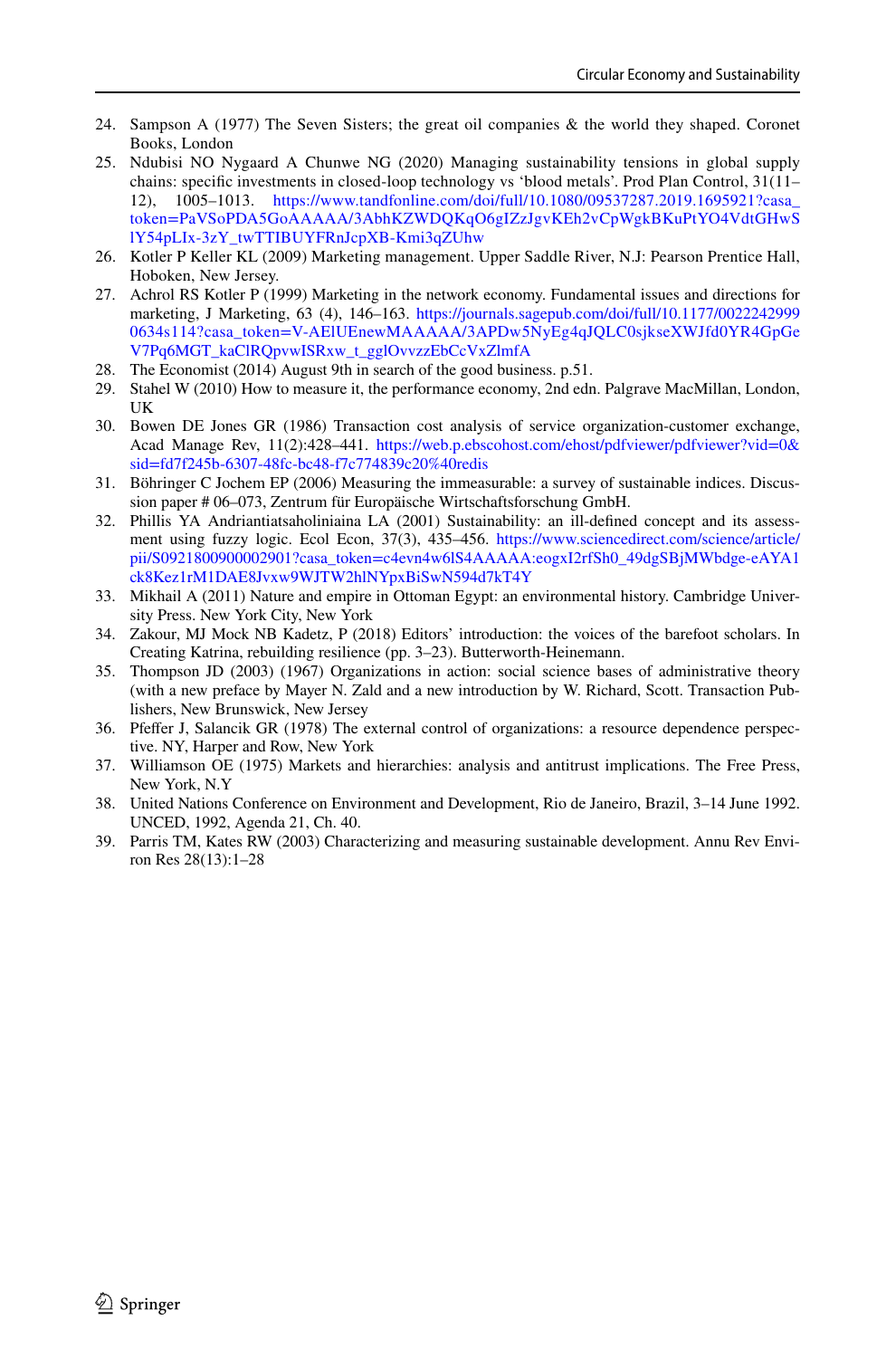24. Sampson A (1977) The Seven Sisters; the great oil companies & the world they shaped. Coronet Books, London
25. Ndubisi NO Nygaard A Chunwe NG (2020) Managing sustainability tensions in global supply chains: specific investments in closed-loop technology vs 'blood metals'. Prod Plan Control, 31(11–12), 1005–1013. https://www.tandfonline.com/doi/full/10.1080/09537287.2019.1695921?casa_token=PaVSoPDA5GoAAAAA/3AbhKZWDQKqO6gIZzJgvKEh2vCpWgkBKuPtYO4VdtGHwSlY54pLIx-3zY_twTTIBUYFRnJcpXB-Kmi3qZUhw
26. Kotler P Keller KL (2009) Marketing management. Upper Saddle River, N.J: Pearson Prentice Hall, Hoboken, New Jersey.
27. Achrol RS Kotler P (1999) Marketing in the network economy. Fundamental issues and directions for marketing, J Marketing, 63 (4), 146–163. https://journals.sagepub.com/doi/full/10.1177/00222429990634s114?casa_token=V-AElUEnewMAAAAA/3APDw5NyEg4qJQLC0sjkseXWJfd0YR4GpGeV7Pq6MGT_kaClRQpvwISRxw_t_gglOvvzzEbCcVxZlmfA
28. The Economist (2014) August 9th in search of the good business. p.51.
29. Stahel W (2010) How to measure it, the performance economy, 2nd edn. Palgrave MacMillan, London, UK
30. Bowen DE Jones GR (1986) Transaction cost analysis of service organization-customer exchange, Acad Manage Rev, 11(2):428–441. https://web.p.ebscohost.com/ehost/pdfviewer/pdfviewer?vid=0&sid=fd7f245b-6307-48fc-bc48-f7c774839c20%40redis
31. Böhringer C Jochem EP (2006) Measuring the immeasurable: a survey of sustainable indices. Discussion paper # 06–073, Zentrum für Europäische Wirtschaftsforschung GmbH.
32. Phillis YA Andriantiatsaholiniaina LA (2001) Sustainability: an ill-defined concept and its assessment using fuzzy logic. Ecol Econ, 37(3), 435–456. https://www.sciencedirect.com/science/article/pii/S0921800900002901?casa_token=c4evn4w6lS4AAAAA:eogxI2rfSh0_49dgSBjMWbdge-eAYA1ck8Kez1rM1DAE8Jvxw9WJTW2hlNYpxBiSwN594d7kT4Y
33. Mikhail A (2011) Nature and empire in Ottoman Egypt: an environmental history. Cambridge University Press. New York City, New York
34. Zakour, MJ Mock NB Kadetz, P (2018) Editors' introduction: the voices of the barefoot scholars. In Creating Katrina, rebuilding resilience (pp. 3–23). Butterworth-Heinemann.
35. Thompson JD (2003) (1967) Organizations in action: social science bases of administrative theory (with a new preface by Mayer N. Zald and a new introduction by W. Richard, Scott. Transaction Publishers, New Brunswick, New Jersey
36. Pfeffer J, Salancik GR (1978) The external control of organizations: a resource dependence perspective. NY, Harper and Row, New York
37. Williamson OE (1975) Markets and hierarchies: analysis and antitrust implications. The Free Press, New York, N.Y
38. United Nations Conference on Environment and Development, Rio de Janeiro, Brazil, 3–14 June 1992. UNCED, 1992, Agenda 21, Ch. 40.
39. Parris TM, Kates RW (2003) Characterizing and measuring sustainable development. Annu Rev Environ Res 28(13):1–28